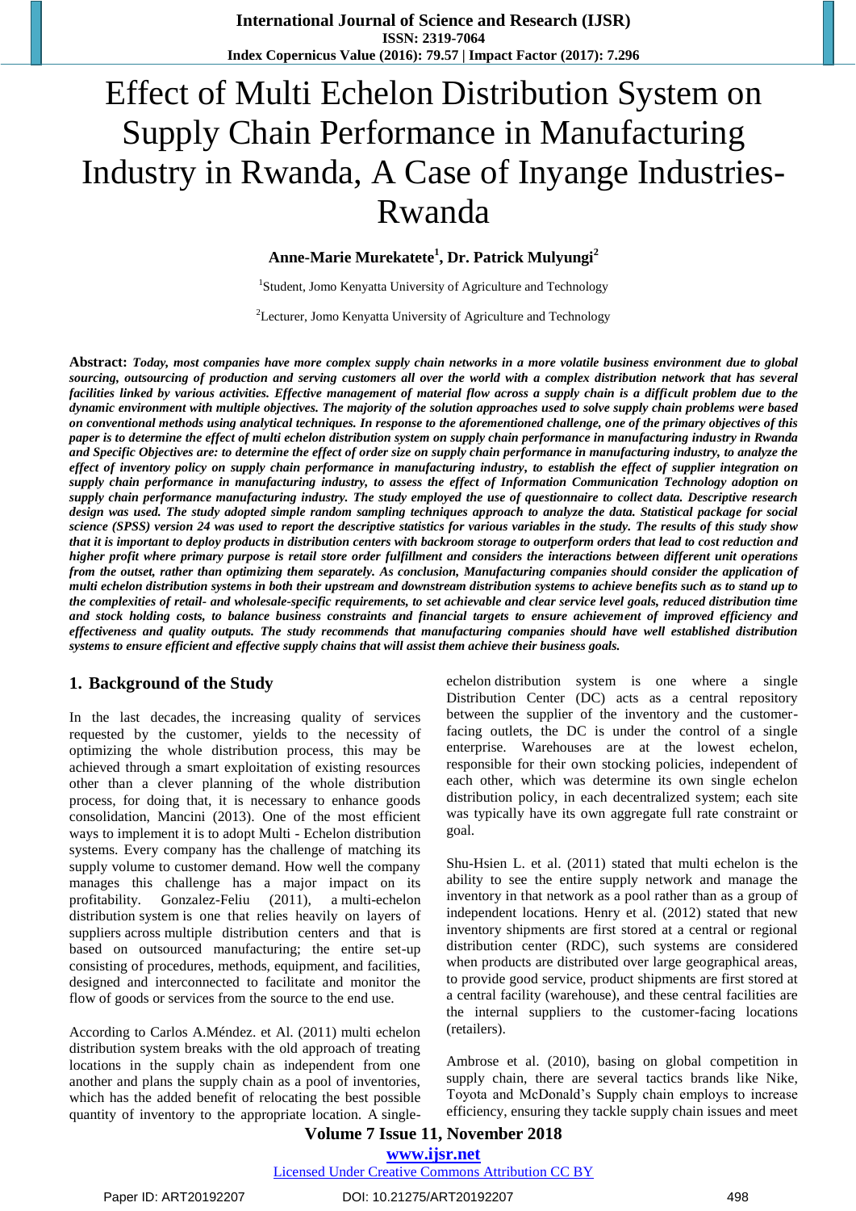# Effect of Multi Echelon Distribution System on Supply Chain Performance in Manufacturing Industry in Rwanda, A Case of Inyange Industries-Rwanda

**Anne-Marie Murekatete[1], Dr. Patrick Mulyungi[2]**

[1]Student, Jomo Kenyatta University of Agriculture and Technology

[2]Lecturer, Jomo Kenyatta University of Agriculture and Technology

**Abstract:** ***Today, most companies have more complex supply chain networks in a more volatile business environment due to global sourcing, outsourcing of production and serving customers all over the world with a complex distribution network that has several facilities linked by various activities. Effective management of material flow across a supply chain is a difficult problem due to the dynamic environment with multiple objectives. The majority of the solution approaches used to solve supply chain problems were based on conventional methods using analytical techniques. In response to the aforementioned challenge, one of the primary objectives of this paper is to determine the effect of multi echelon distribution system on supply chain performance in manufacturing industry in Rwanda and Specific Objectives are: to determine the effect of order size on supply chain performance in manufacturing industry, to analyze the effect of inventory policy on supply chain performance in manufacturing industry, to establish the effect of supplier integration on supply chain performance in manufacturing industry, to assess the effect of Information Communication Technology adoption on supply chain performance manufacturing industry. The study employed the use of questionnaire to collect data. Descriptive research design was used. The study adopted simple random sampling techniques approach to analyze the data. Statistical package for social science (SPSS) version 24 was used to report the descriptive statistics for various variables in the study. The results of this study show that it is important to deploy products in distribution centers with backroom storage to outperform orders that lead to cost reduction and higher profit where primary purpose is retail store order fulfillment and considers the interactions between different unit operations from the outset, rather than optimizing them separately. As conclusion, Manufacturing companies should consider the application of multi echelon distribution systems in both their upstream and downstream distribution systems to achieve benefits such as to stand up to the complexities of retail- and wholesale-specific requirements, to set achievable and clear service level goals, reduced distribution time and stock holding costs, to balance business constraints and financial targets to ensure achievement of improved efficiency and effectiveness and quality outputs. The study recommends that manufacturing companies should have well established distribution systems to ensure efficient and effective supply chains that will assist them achieve their business goals.***

## 1. Background of the Study

In the last decades, the increasing quality of services requested by the customer, yields to the necessity of optimizing the whole distribution process, this may be achieved through a smart exploitation of existing resources other than a clever planning of the whole distribution process, for doing that, it is necessary to enhance goods consolidation, Mancini (2013). One of the most efficient ways to implement it is to adopt Multi - Echelon distribution systems. Every company has the challenge of matching its supply volume to customer demand. How well the company manages this challenge has a major impact on its profitability. Gonzalez-Feliu (2011), a multi-echelon distribution system is one that relies heavily on layers of suppliers across multiple distribution centers and that is based on outsourced manufacturing; the entire set-up consisting of procedures, methods, equipment, and facilities, designed and interconnected to facilitate and monitor the flow of goods or services from the source to the end use.

According to Carlos A.Méndez. et Al. (2011) multi echelon distribution system breaks with the old approach of treating locations in the supply chain as independent from one another and plans the supply chain as a pool of inventories, which has the added benefit of relocating the best possible quantity of inventory to the appropriate location. A single-echelon distribution system is one where a single Distribution Center (DC) acts as a central repository between the supplier of the inventory and the customer-facing outlets, the DC is under the control of a single enterprise. Warehouses are at the lowest echelon, responsible for their own stocking policies, independent of each other, which was determine its own single echelon distribution policy, in each decentralized system; each site was typically have its own aggregate full rate constraint or goal.

Shu-Hsien L. et al. (2011) stated that multi echelon is the ability to see the entire supply network and manage the inventory in that network as a pool rather than as a group of independent locations. Henry et al. (2012) stated that new inventory shipments are first stored at a central or regional distribution center (RDC), such systems are considered when products are distributed over large geographical areas, to provide good service, product shipments are first stored at a central facility (warehouse), and these central facilities are the internal suppliers to the customer-facing locations (retailers).

Ambrose et al. (2010), basing on global competition in supply chain, there are several tactics brands like Nike, Toyota and McDonald's Supply chain employs to increase efficiency, ensuring they tackle supply chain issues and meet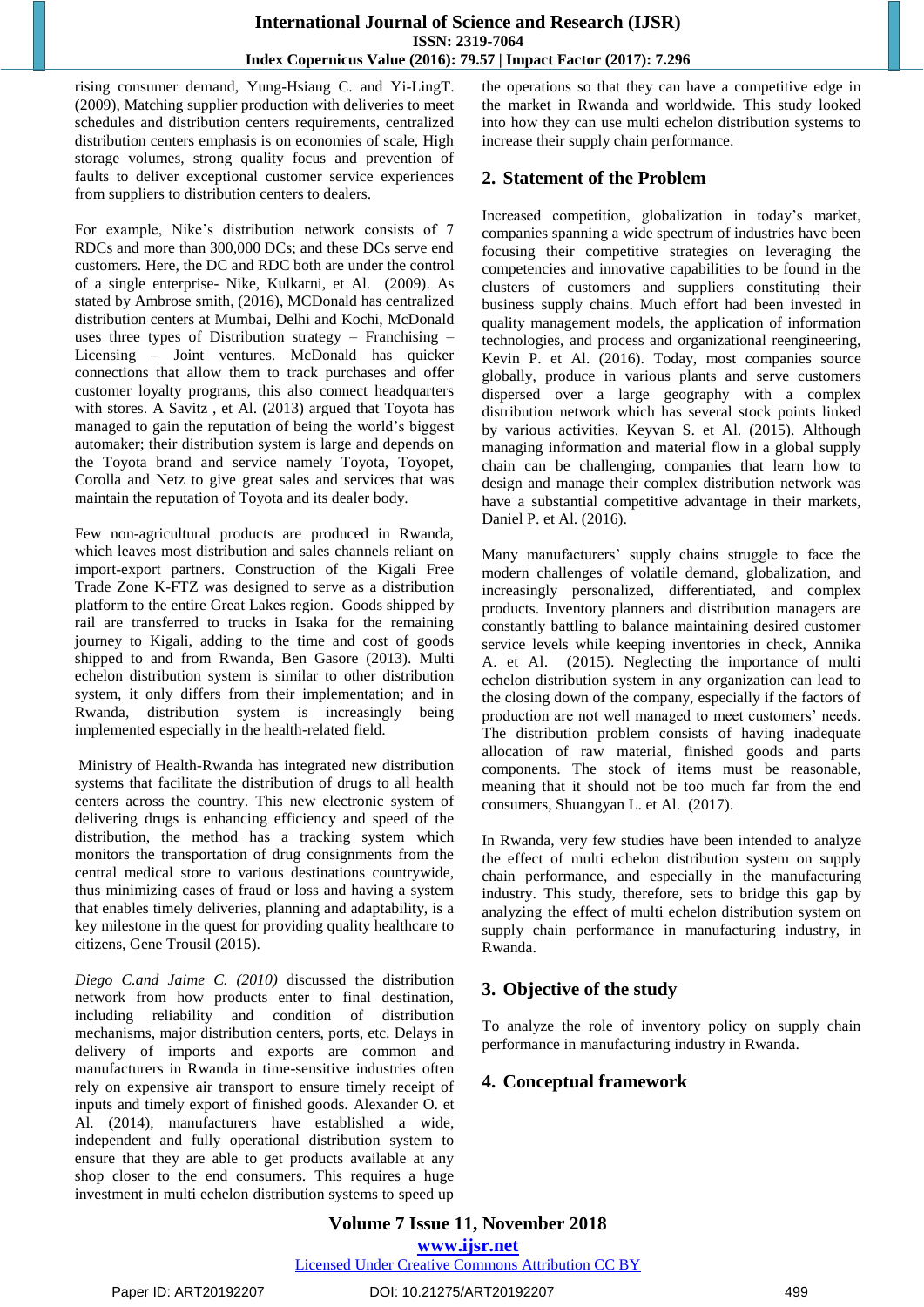rising consumer demand, Yung-Hsiang C. and Yi-LingT. (2009), Matching supplier production with deliveries to meet schedules and distribution centers requirements, centralized distribution centers emphasis is on economies of scale, High storage volumes, strong quality focus and prevention of faults to deliver exceptional customer service experiences from suppliers to distribution centers to dealers.

For example, Nike's distribution network consists of 7 RDCs and more than 300,000 DCs; and these DCs serve end customers. Here, the DC and RDC both are under the control of a single enterprise- Nike, Kulkarni, et Al. (2009). As stated by Ambrose smith, (2016), MCDonald has centralized distribution centers at Mumbai, Delhi and Kochi, McDonald uses three types of Distribution strategy – Franchising – Licensing – Joint ventures. McDonald has quicker connections that allow them to track purchases and offer customer loyalty programs, this also connect headquarters with stores. A Savitz , et Al. (2013) argued that Toyota has managed to gain the reputation of being the world's biggest automaker; their distribution system is large and depends on the Toyota brand and service namely Toyota, Toyopet, Corolla and Netz to give great sales and services that was maintain the reputation of Toyota and its dealer body.

Few non-agricultural products are produced in Rwanda, which leaves most distribution and sales channels reliant on import-export partners. Construction of the Kigali Free Trade Zone K-FTZ was designed to serve as a distribution platform to the entire Great Lakes region. Goods shipped by rail are transferred to trucks in Isaka for the remaining journey to Kigali, adding to the time and cost of goods shipped to and from Rwanda, Ben Gasore (2013). Multi echelon distribution system is similar to other distribution system, it only differs from their implementation; and in Rwanda, distribution system is increasingly being implemented especially in the health-related field.

Ministry of Health-Rwanda has integrated new distribution systems that facilitate the distribution of drugs to all health centers across the country. This new electronic system of delivering drugs is enhancing efficiency and speed of the distribution, the method has a tracking system which monitors the transportation of drug consignments from the central medical store to various destinations countrywide, thus minimizing cases of fraud or loss and having a system that enables timely deliveries, planning and adaptability, is a key milestone in the quest for providing quality healthcare to citizens, Gene Trousil (2015).

*Diego C.and Jaime C. (2010)* discussed the distribution network from how products enter to final destination, including reliability and condition of distribution mechanisms, major distribution centers, ports, etc. Delays in delivery of imports and exports are common and manufacturers in Rwanda in time-sensitive industries often rely on expensive air transport to ensure timely receipt of inputs and timely export of finished goods. Alexander O. et Al. (2014), manufacturers have established a wide, independent and fully operational distribution system to ensure that they are able to get products available at any shop closer to the end consumers. This requires a huge investment in multi echelon distribution systems to speed up the operations so that they can have a competitive edge in the market in Rwanda and worldwide. This study looked into how they can use multi echelon distribution systems to increase their supply chain performance.

## 2. Statement of the Problem

Increased competition, globalization in today's market, companies spanning a wide spectrum of industries have been focusing their competitive strategies on leveraging the competencies and innovative capabilities to be found in the clusters of customers and suppliers constituting their business supply chains. Much effort had been invested in quality management models, the application of information technologies, and process and organizational reengineering, Kevin P. et Al. (2016). Today, most companies source globally, produce in various plants and serve customers dispersed over a large geography with a complex distribution network which has several stock points linked by various activities. Keyvan S. et Al. (2015). Although managing information and material flow in a global supply chain can be challenging, companies that learn how to design and manage their complex distribution network was have a substantial competitive advantage in their markets, Daniel P. et Al. (2016).

Many manufacturers' supply chains struggle to face the modern challenges of volatile demand, globalization, and increasingly personalized, differentiated, and complex products. Inventory planners and distribution managers are constantly battling to balance maintaining desired customer service levels while keeping inventories in check, Annika A. et Al. (2015). Neglecting the importance of multi echelon distribution system in any organization can lead to the closing down of the company, especially if the factors of production are not well managed to meet customers' needs. The distribution problem consists of having inadequate allocation of raw material, finished goods and parts components. The stock of items must be reasonable, meaning that it should not be too much far from the end consumers, Shuangyan L. et Al. (2017).

In Rwanda, very few studies have been intended to analyze the effect of multi echelon distribution system on supply chain performance, and especially in the manufacturing industry. This study, therefore, sets to bridge this gap by analyzing the effect of multi echelon distribution system on supply chain performance in manufacturing industry, in Rwanda.

## 3. Objective of the study

To analyze the role of inventory policy on supply chain performance in manufacturing industry in Rwanda.

## 4. Conceptual framework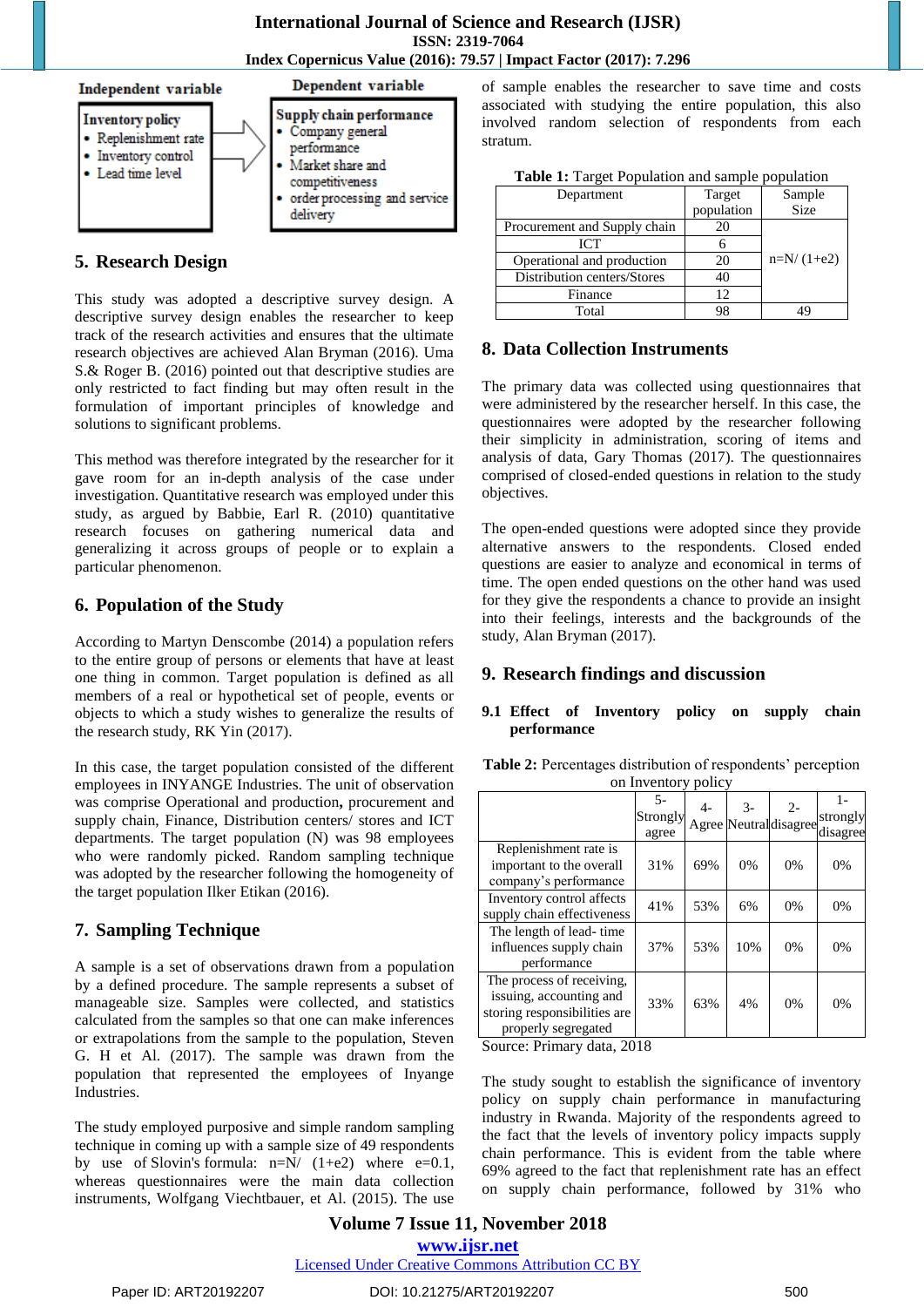**Independent variable**

**Inventory policy**
- Replenishment rate
- Inventory control
- Lead time level

**Dependent variable**

**Supply chain performance**
- Company general performance
- Market share and competitiveness
- order processing and service delivery

## 5. Research Design

This study was adopted a descriptive survey design. A descriptive survey design enables the researcher to keep track of the research activities and ensures that the ultimate research objectives are achieved Alan Bryman (2016). Uma S.& Roger B. (2016) pointed out that descriptive studies are only restricted to fact finding but may often result in the formulation of important principles of knowledge and solutions to significant problems.

This method was therefore integrated by the researcher for it gave room for an in-depth analysis of the case under investigation. Quantitative research was employed under this study, as argued by Babbie, Earl R. (2010) quantitative research focuses on gathering numerical data and generalizing it across groups of people or to explain a particular phenomenon.

## 6. Population of the Study

According to Martyn Denscombe (2014) a population refers to the entire group of persons or elements that have at least one thing in common. Target population is defined as all members of a real or hypothetical set of people, events or objects to which a study wishes to generalize the results of the research study, RK Yin (2017).

In this case, the target population consisted of the different employees in INYANGE Industries. The unit of observation was comprise Operational and production**,** procurement and supply chain, Finance, Distribution centers/ stores and ICT departments. The target population (N) was 98 employees who were randomly picked. Random sampling technique was adopted by the researcher following the homogeneity of the target population Ilker Etikan (2016).

## 7. Sampling Technique

A sample is a set of observations drawn from a population by a defined procedure. The sample represents a subset of manageable size. Samples were collected, and statistics calculated from the samples so that one can make inferences or extrapolations from the sample to the population, Steven G. H et Al. (2017). The sample was drawn from the population that represented the employees of Inyange Industries.

The study employed purposive and simple random sampling technique in coming up with a sample size of 49 respondents by use of Slovin's formula: $n=N/(1+e2)$ where $e=0.1$, whereas questionnaires were the main data collection instruments, Wolfgang Viechtbauer, et Al. (2015). The use of sample enables the researcher to save time and costs associated with studying the entire population, this also involved random selection of respondents from each stratum.

**Table 1:** Target Population and sample population

| Department | Target population | Sample Size |
|---|---|---|
| Procurement and Supply chain | 20 | n=N/ (1+e2) |
| ICT | 6 | |
| Operational and production | 20 | |
| Distribution centers/Stores | 40 | |
| Finance | 12 | |
| Total | 98 | 49 |

## 8. Data Collection Instruments

The primary data was collected using questionnaires that were administered by the researcher herself. In this case, the questionnaires were adopted by the researcher following their simplicity in administration, scoring of items and analysis of data, Gary Thomas (2017). The questionnaires comprised of closed-ended questions in relation to the study objectives.

The open-ended questions were adopted since they provide alternative answers to the respondents. Closed ended questions are easier to analyze and economical in terms of time. The open ended questions on the other hand was used for they give the respondents a chance to provide an insight into their feelings, interests and the backgrounds of the study, Alan Bryman (2017).

## 9. Research findings and discussion

### 9.1 Effect of Inventory policy on supply chain performance

**Table 2:** Percentages distribution of respondents' perception on Inventory policy

| | 5-Strongly agree | 4-Agree | 3-Neutral | 2-disagree | 1-strongly disagree |
|---|---|---|---|---|---|
| Replenishment rate is important to the overall company's performance | 31% | 69% | 0% | 0% | 0% |
| Inventory control affects supply chain effectiveness | 41% | 53% | 6% | 0% | 0% |
| The length of lead- time influences supply chain performance | 37% | 53% | 10% | 0% | 0% |
| The process of receiving, issuing, accounting and storing responsibilities are properly segregated | 33% | 63% | 4% | 0% | 0% |

Source: Primary data, 2018

The study sought to establish the significance of inventory policy on supply chain performance in manufacturing industry in Rwanda. Majority of the respondents agreed to the fact that the levels of inventory policy impacts supply chain performance. This is evident from the table where 69% agreed to the fact that replenishment rate has an effect on supply chain performance, followed by 31% who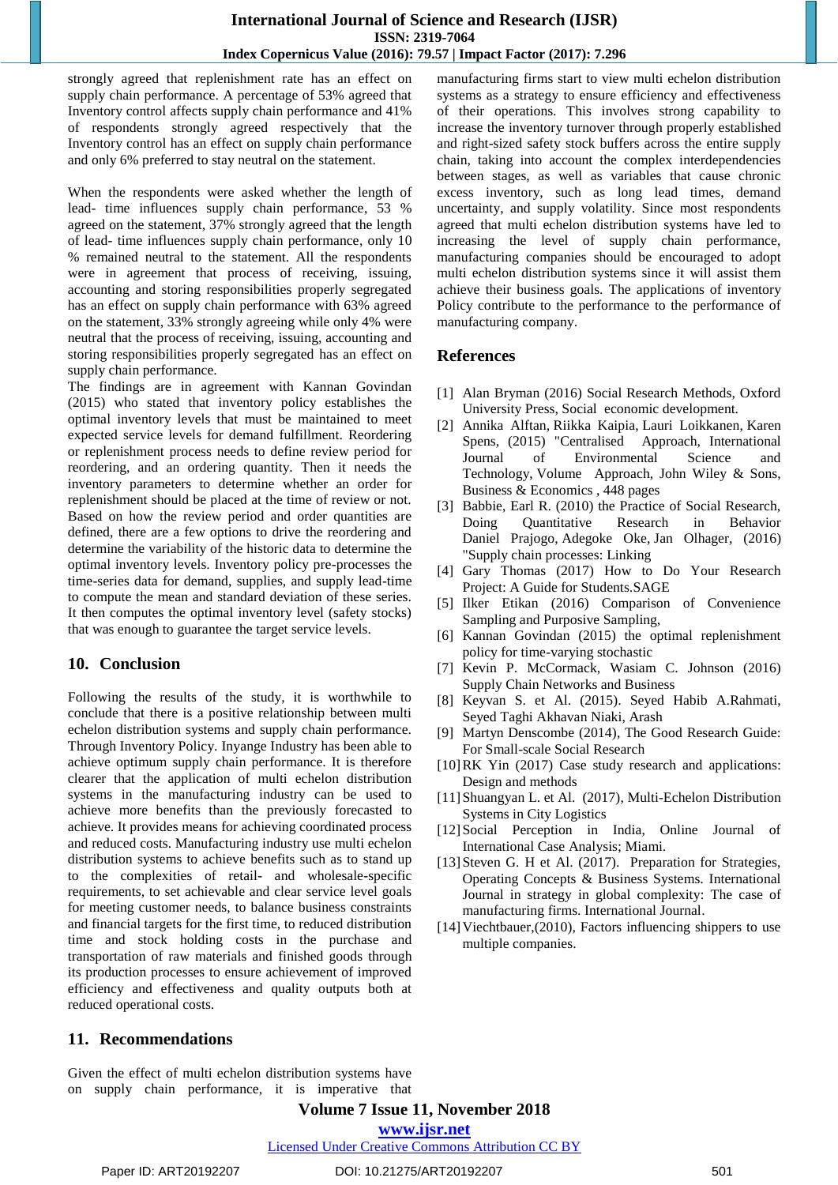strongly agreed that replenishment rate has an effect on supply chain performance. A percentage of 53% agreed that Inventory control affects supply chain performance and 41% of respondents strongly agreed respectively that the Inventory control has an effect on supply chain performance and only 6% preferred to stay neutral on the statement.

When the respondents were asked whether the length of lead- time influences supply chain performance, 53 % agreed on the statement, 37% strongly agreed that the length of lead- time influences supply chain performance, only 10 % remained neutral to the statement. All the respondents were in agreement that process of receiving, issuing, accounting and storing responsibilities properly segregated has an effect on supply chain performance with 63% agreed on the statement, 33% strongly agreeing while only 4% were neutral that the process of receiving, issuing, accounting and storing responsibilities properly segregated has an effect on supply chain performance.

The findings are in agreement with Kannan Govindan (2015) who stated that inventory policy establishes the optimal inventory levels that must be maintained to meet expected service levels for demand fulfillment. Reordering or replenishment process needs to define review period for reordering, and an ordering quantity. Then it needs the inventory parameters to determine whether an order for replenishment should be placed at the time of review or not. Based on how the review period and order quantities are defined, there are a few options to drive the reordering and determine the variability of the historic data to determine the optimal inventory levels. Inventory policy pre-processes the time-series data for demand, supplies, and supply lead-time to compute the mean and standard deviation of these series. It then computes the optimal inventory level (safety stocks) that was enough to guarantee the target service levels.

## 10. Conclusion

Following the results of the study, it is worthwhile to conclude that there is a positive relationship between multi echelon distribution systems and supply chain performance. Through Inventory Policy. Inyange Industry has been able to achieve optimum supply chain performance. It is therefore clearer that the application of multi echelon distribution systems in the manufacturing industry can be used to achieve more benefits than the previously forecasted to achieve. It provides means for achieving coordinated process and reduced costs. Manufacturing industry use multi echelon distribution systems to achieve benefits such as to stand up to the complexities of retail- and wholesale-specific requirements, to set achievable and clear service level goals for meeting customer needs, to balance business constraints and financial targets for the first time, to reduced distribution time and stock holding costs in the purchase and transportation of raw materials and finished goods through its production processes to ensure achievement of improved efficiency and effectiveness and quality outputs both at reduced operational costs.

## 11. Recommendations

Given the effect of multi echelon distribution systems have on supply chain performance, it is imperative that manufacturing firms start to view multi echelon distribution systems as a strategy to ensure efficiency and effectiveness of their operations. This involves strong capability to increase the inventory turnover through properly established and right-sized safety stock buffers across the entire supply chain, taking into account the complex interdependencies between stages, as well as variables that cause chronic excess inventory, such as long lead times, demand uncertainty, and supply volatility. Since most respondents agreed that multi echelon distribution systems have led to increasing the level of supply chain performance, manufacturing companies should be encouraged to adopt multi echelon distribution systems since it will assist them achieve their business goals. The applications of inventory Policy contribute to the performance to the performance of manufacturing company.

## References

[1] Alan Bryman (2016) Social Research Methods, Oxford University Press, Social economic development.
[2] Annika Alftan, Riikka Kaipia, Lauri Loikkanen, Karen Spens, (2015) "Centralised Approach, International Journal of Environmental Science and Technology, Volume Approach, John Wiley & Sons, Business & Economics , 448 pages
[3] Babbie, Earl R. (2010) the Practice of Social Research, Doing Quantitative Research in Behavior Daniel Prajogo, Adegoke Oke, Jan Olhager, (2016) "Supply chain processes: Linking
[4] Gary Thomas (2017) How to Do Your Research Project: A Guide for Students.SAGE
[5] Ilker Etikan (2016) Comparison of Convenience Sampling and Purposive Sampling,
[6] Kannan Govindan (2015) the optimal replenishment policy for time-varying stochastic
[7] Kevin P. McCormack, Wasiam C. Johnson (2016) Supply Chain Networks and Business
[8] Keyvan S. et Al. (2015). Seyed Habib A.Rahmati, Seyed Taghi Akhavan Niaki, Arash
[9] Martyn Denscombe (2014), The Good Research Guide: For Small-scale Social Research
[10] RK Yin (2017) Case study research and applications: Design and methods
[11] Shuangyan L. et Al. (2017), Multi-Echelon Distribution Systems in City Logistics
[12] Social Perception in India, Online Journal of International Case Analysis; Miami.
[13] Steven G. H et Al. (2017). Preparation for Strategies, Operating Concepts & Business Systems. International Journal in strategy in global complexity: The case of manufacturing firms. International Journal.
[14] Viechtbauer,(2010), Factors influencing shippers to use multiple companies.